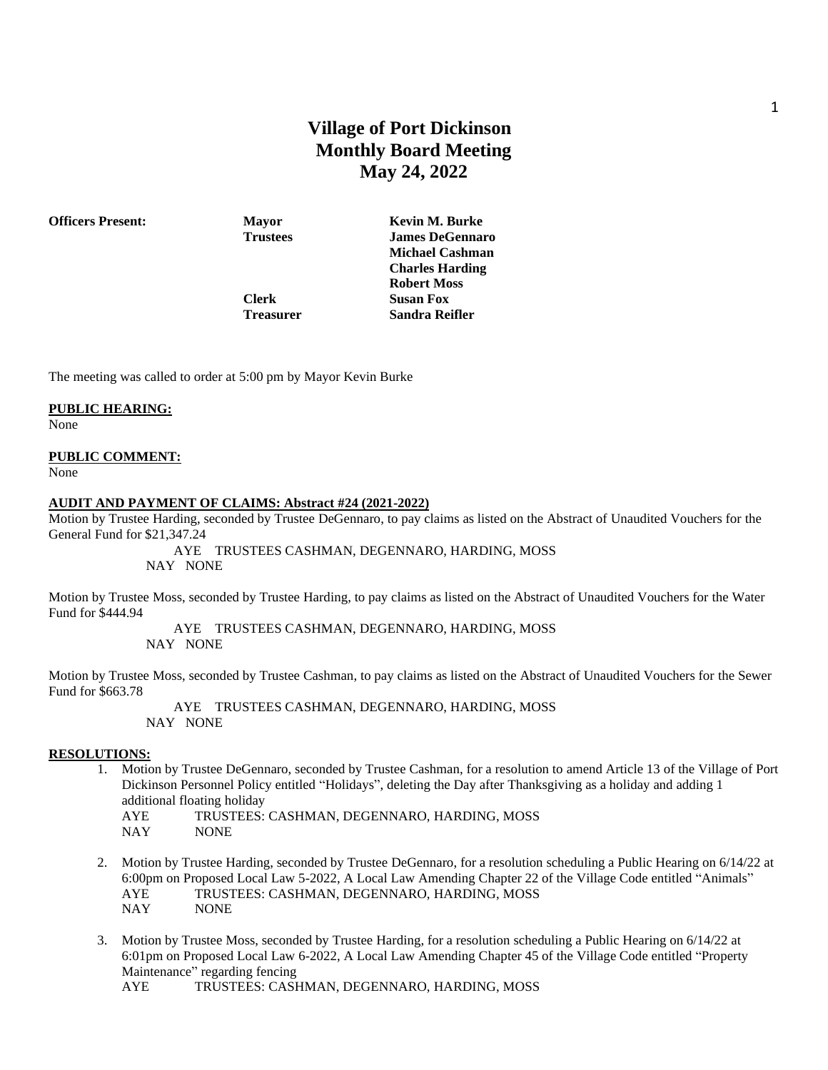# Village of Port Dickinson
## Monthly Board Meeting
## May 24, 2022

| **Officers Present:** | **Mayor** | **Kevin M. Burke** |
|---|---|---|
| | **Trustees** | **James DeGennaro** |
| | | **Michael Cashman** |
| | | **Charles Harding** |
| | | **Robert Moss** |
| | **Clerk** | **Susan Fox** |
| | **Treasurer** | **Sandra Reifler** |

The meeting was called to order at 5:00 pm by Mayor Kevin Burke

**PUBLIC HEARING:**
None

**PUBLIC COMMENT:**
None

**AUDIT AND PAYMENT OF CLAIMS: Abstract #24 (2021-2022)**

Motion by Trustee Harding, seconded by Trustee DeGennaro, to pay claims as listed on the Abstract of Unaudited Vouchers for the General Fund for $21,347.24

AYE TRUSTEES CASHMAN, DEGENNARO, HARDING, MOSS
NAY NONE

Motion by Trustee Moss, seconded by Trustee Harding, to pay claims as listed on the Abstract of Unaudited Vouchers for the Water Fund for $444.94

AYE TRUSTEES CASHMAN, DEGENNARO, HARDING, MOSS
NAY NONE

Motion by Trustee Moss, seconded by Trustee Cashman, to pay claims as listed on the Abstract of Unaudited Vouchers for the Sewer Fund for $663.78

AYE TRUSTEES CASHMAN, DEGENNARO, HARDING, MOSS
NAY NONE

**RESOLUTIONS:**

1. Motion by Trustee DeGennaro, seconded by Trustee Cashman, for a resolution to amend Article 13 of the Village of Port Dickinson Personnel Policy entitled "Holidays", deleting the Day after Thanksgiving as a holiday and adding 1 additional floating holiday
   AYE TRUSTEES: CASHMAN, DEGENNARO, HARDING, MOSS
   NAY NONE

2. Motion by Trustee Harding, seconded by Trustee DeGennaro, for a resolution scheduling a Public Hearing on 6/14/22 at 6:00pm on Proposed Local Law 5-2022, A Local Law Amending Chapter 22 of the Village Code entitled "Animals"
   AYE TRUSTEES: CASHMAN, DEGENNARO, HARDING, MOSS
   NAY NONE

3. Motion by Trustee Moss, seconded by Trustee Harding, for a resolution scheduling a Public Hearing on 6/14/22 at 6:01pm on Proposed Local Law 6-2022, A Local Law Amending Chapter 45 of the Village Code entitled "Property Maintenance" regarding fencing
   AYE TRUSTEES: CASHMAN, DEGENNARO, HARDING, MOSS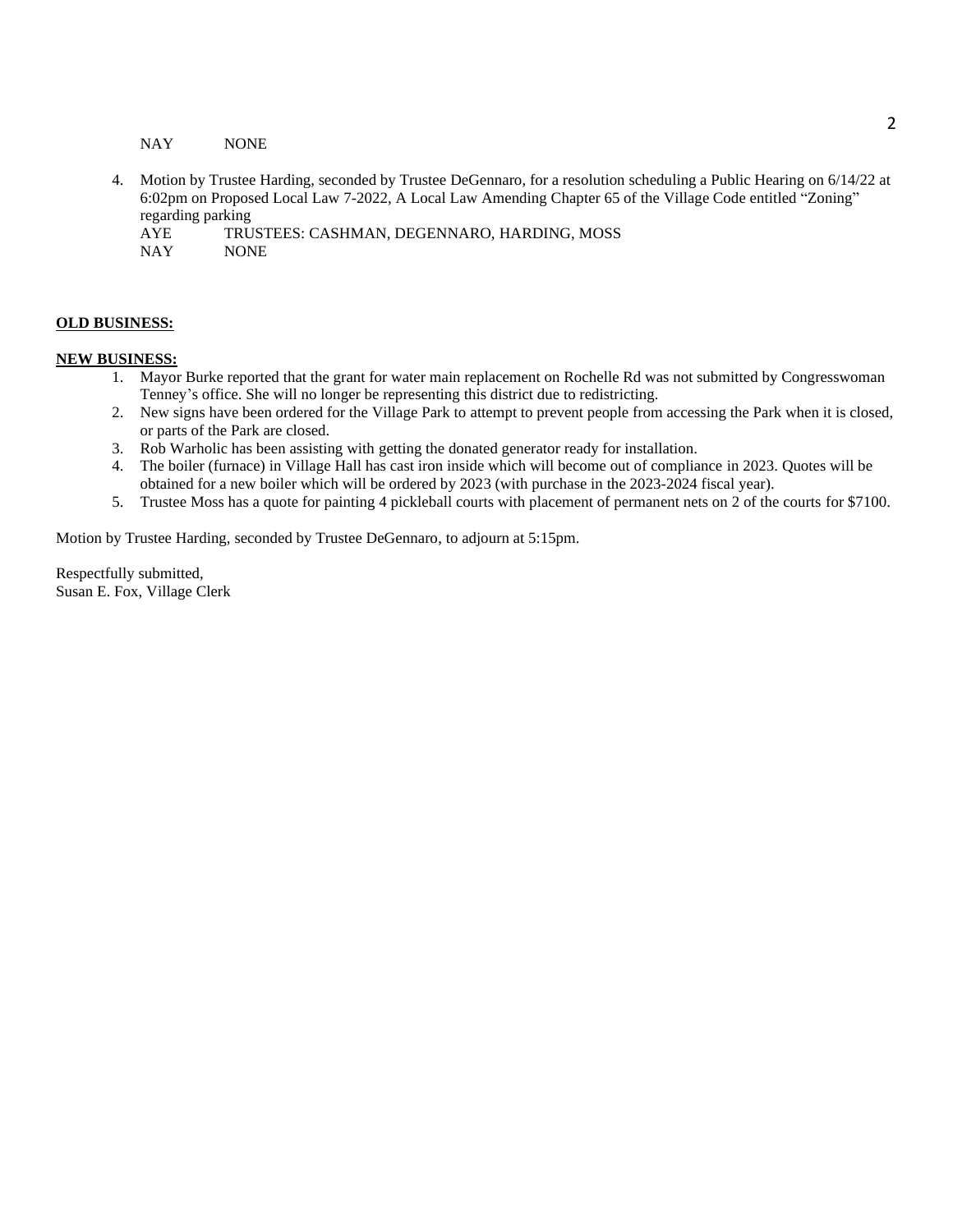NAY NONE

4. Motion by Trustee Harding, seconded by Trustee DeGennaro, for a resolution scheduling a Public Hearing on 6/14/22 at 6:02pm on Proposed Local Law 7-2022, A Local Law Amending Chapter 65 of the Village Code entitled "Zoning" regarding parking
   AYE TRUSTEES: CASHMAN, DEGENNARO, HARDING, MOSS
   NAY NONE

**OLD BUSINESS:**

**NEW BUSINESS:**

1. Mayor Burke reported that the grant for water main replacement on Rochelle Rd was not submitted by Congresswoman Tenney's office. She will no longer be representing this district due to redistricting.
2. New signs have been ordered for the Village Park to attempt to prevent people from accessing the Park when it is closed, or parts of the Park are closed.
3. Rob Warholic has been assisting with getting the donated generator ready for installation.
4. The boiler (furnace) in Village Hall has cast iron inside which will become out of compliance in 2023. Quotes will be obtained for a new boiler which will be ordered by 2023 (with purchase in the 2023-2024 fiscal year).
5. Trustee Moss has a quote for painting 4 pickleball courts with placement of permanent nets on 2 of the courts for $7100.

Motion by Trustee Harding, seconded by Trustee DeGennaro, to adjourn at 5:15pm.

Respectfully submitted,
Susan E. Fox, Village Clerk